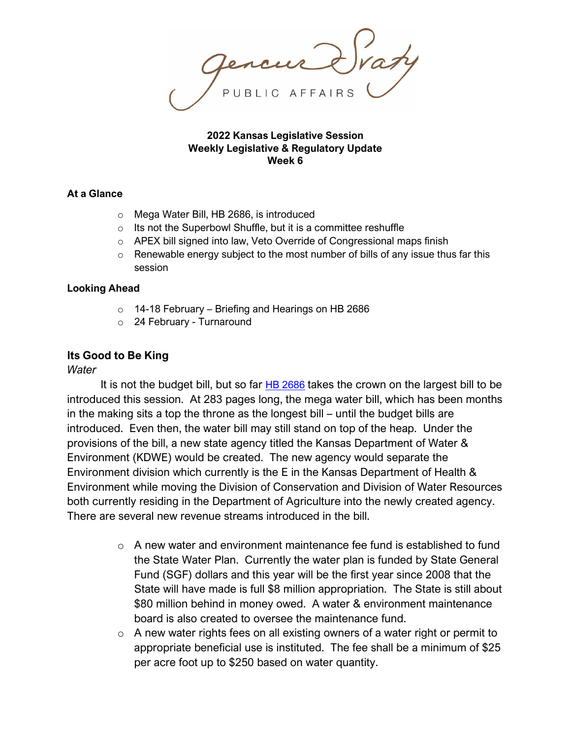Gencur Sraty PUBLIC AFFAIRS

**2022 Kansas Legislative Session**
**Weekly Legislative & Regulatory Update**
**Week 6**

**At a Glance**

- Mega Water Bill, HB 2686, is introduced
- Its not the Superbowl Shuffle, but it is a committee reshuffle
- APEX bill signed into law, Veto Override of Congressional maps finish
- Renewable energy subject to the most number of bills of any issue thus far this session

**Looking Ahead**

- 14-18 February – Briefing and Hearings on HB 2686
- 24 February - Turnaround

## Its Good to Be King

*Water*

It is not the budget bill, but so far [HB 2686](HB 2686) takes the crown on the largest bill to be introduced this session. At 283 pages long, the mega water bill, which has been months in the making sits a top the throne as the longest bill – until the budget bills are introduced. Even then, the water bill may still stand on top of the heap. Under the provisions of the bill, a new state agency titled the Kansas Department of Water & Environment (KDWE) would be created. The new agency would separate the Environment division which currently is the E in the Kansas Department of Health & Environment while moving the Division of Conservation and Division of Water Resources both currently residing in the Department of Agriculture into the newly created agency. There are several new revenue streams introduced in the bill.

- A new water and environment maintenance fee fund is established to fund the State Water Plan. Currently the water plan is funded by State General Fund (SGF) dollars and this year will be the first year since 2008 that the State will have made is full $8 million appropriation. The State is still about $80 million behind in money owed. A water & environment maintenance board is also created to oversee the maintenance fund.
- A new water rights fees on all existing owners of a water right or permit to appropriate beneficial use is instituted. The fee shall be a minimum of $25 per acre foot up to $250 based on water quantity.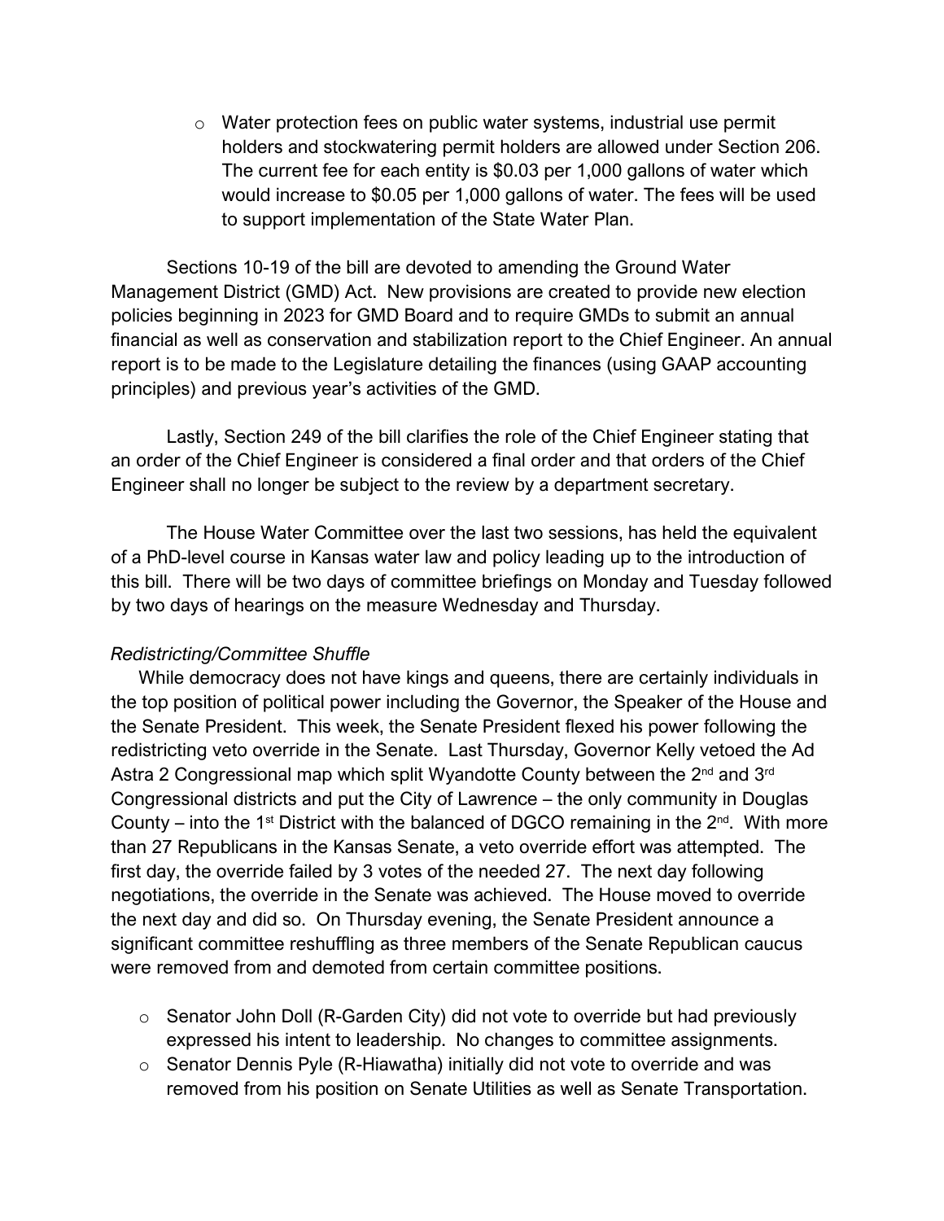- Water protection fees on public water systems, industrial use permit holders and stockwatering permit holders are allowed under Section 206. The current fee for each entity is $0.03 per 1,000 gallons of water which would increase to $0.05 per 1,000 gallons of water. The fees will be used to support implementation of the State Water Plan.

Sections 10-19 of the bill are devoted to amending the Ground Water Management District (GMD) Act. New provisions are created to provide new election policies beginning in 2023 for GMD Board and to require GMDs to submit an annual financial as well as conservation and stabilization report to the Chief Engineer. An annual report is to be made to the Legislature detailing the finances (using GAAP accounting principles) and previous year's activities of the GMD.

Lastly, Section 249 of the bill clarifies the role of the Chief Engineer stating that an order of the Chief Engineer is considered a final order and that orders of the Chief Engineer shall no longer be subject to the review by a department secretary.

The House Water Committee over the last two sessions, has held the equivalent of a PhD-level course in Kansas water law and policy leading up to the introduction of this bill. There will be two days of committee briefings on Monday and Tuesday followed by two days of hearings on the measure Wednesday and Thursday.

*Redistricting/Committee Shuffle*

While democracy does not have kings and queens, there are certainly individuals in the top position of political power including the Governor, the Speaker of the House and the Senate President. This week, the Senate President flexed his power following the redistricting veto override in the Senate. Last Thursday, Governor Kelly vetoed the Ad Astra 2 Congressional map which split Wyandotte County between the 2nd and 3rd Congressional districts and put the City of Lawrence – the only community in Douglas County – into the 1st District with the balanced of DGCO remaining in the 2nd. With more than 27 Republicans in the Kansas Senate, a veto override effort was attempted. The first day, the override failed by 3 votes of the needed 27. The next day following negotiations, the override in the Senate was achieved. The House moved to override the next day and did so. On Thursday evening, the Senate President announce a significant committee reshuffling as three members of the Senate Republican caucus were removed from and demoted from certain committee positions.

- Senator John Doll (R-Garden City) did not vote to override but had previously expressed his intent to leadership. No changes to committee assignments.
- Senator Dennis Pyle (R-Hiawatha) initially did not vote to override and was removed from his position on Senate Utilities as well as Senate Transportation.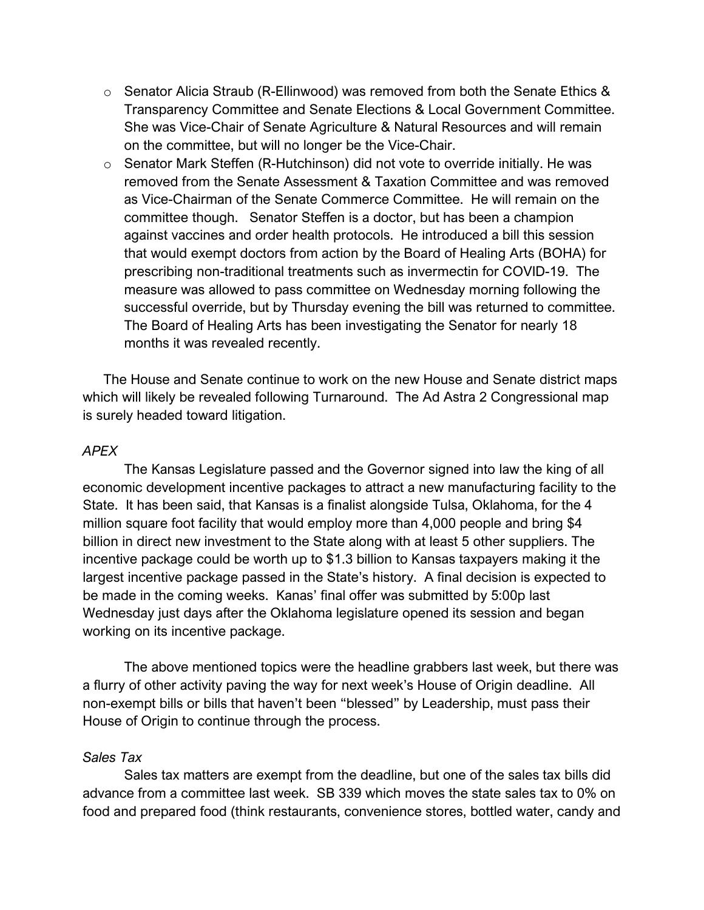- Senator Alicia Straub (R-Ellinwood) was removed from both the Senate Ethics & Transparency Committee and Senate Elections & Local Government Committee. She was Vice-Chair of Senate Agriculture & Natural Resources and will remain on the committee, but will no longer be the Vice-Chair.
- Senator Mark Steffen (R-Hutchinson) did not vote to override initially. He was removed from the Senate Assessment & Taxation Committee and was removed as Vice-Chairman of the Senate Commerce Committee. He will remain on the committee though. Senator Steffen is a doctor, but has been a champion against vaccines and order health protocols. He introduced a bill this session that would exempt doctors from action by the Board of Healing Arts (BOHA) for prescribing non-traditional treatments such as invermectin for COVID-19. The measure was allowed to pass committee on Wednesday morning following the successful override, but by Thursday evening the bill was returned to committee. The Board of Healing Arts has been investigating the Senator for nearly 18 months it was revealed recently.

The House and Senate continue to work on the new House and Senate district maps which will likely be revealed following Turnaround. The Ad Astra 2 Congressional map is surely headed toward litigation.

*APEX*

The Kansas Legislature passed and the Governor signed into law the king of all economic development incentive packages to attract a new manufacturing facility to the State. It has been said, that Kansas is a finalist alongside Tulsa, Oklahoma, for the 4 million square foot facility that would employ more than 4,000 people and bring $4 billion in direct new investment to the State along with at least 5 other suppliers. The incentive package could be worth up to $1.3 billion to Kansas taxpayers making it the largest incentive package passed in the State's history. A final decision is expected to be made in the coming weeks. Kanas' final offer was submitted by 5:00p last Wednesday just days after the Oklahoma legislature opened its session and began working on its incentive package.

The above mentioned topics were the headline grabbers last week, but there was a flurry of other activity paving the way for next week's House of Origin deadline. All non-exempt bills or bills that haven't "blessed" by Leadership, must pass their House of Origin to continue through the process.

*Sales Tax*

Sales tax matters are exempt from the deadline, but one of the sales tax bills did advance from a committee last week. SB 339 which moves the state sales tax to 0% on food and prepared food (think restaurants, convenience stores, bottled water, candy and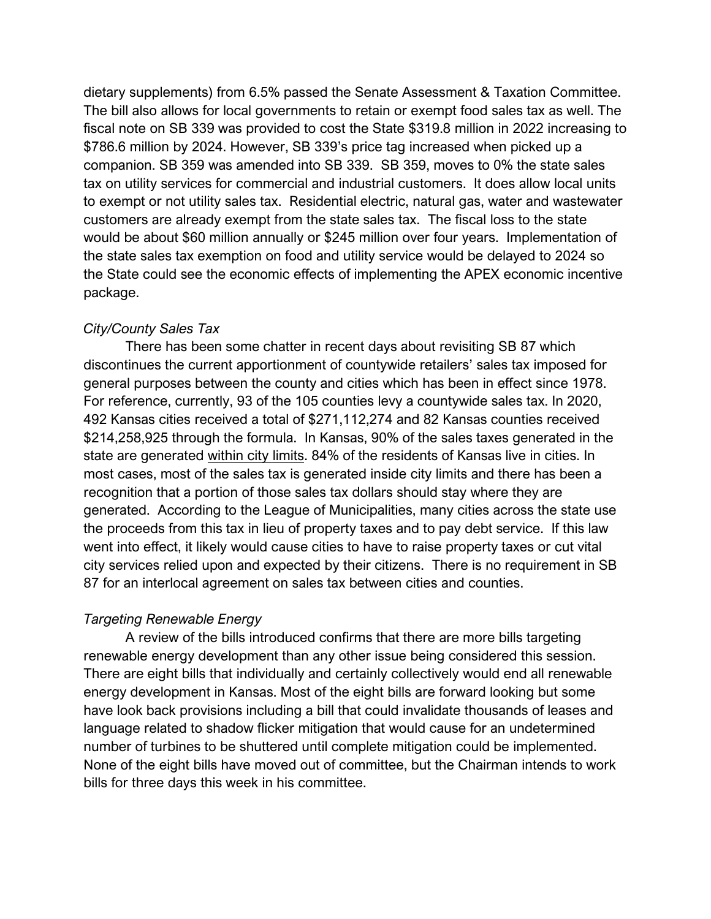dietary supplements) from 6.5% passed the Senate Assessment & Taxation Committee. The bill also allows for local governments to retain or exempt food sales tax as well. The fiscal note on SB 339 was provided to cost the State $319.8 million in 2022 increasing to $786.6 million by 2024. However, SB 339's price tag increased when picked up a companion. SB 359 was amended into SB 339. SB 359, moves to 0% the state sales tax on utility services for commercial and industrial customers. It does allow local units to exempt or not utility sales tax. Residential electric, natural gas, water and wastewater customers are already exempt from the state sales tax. The fiscal loss to the state would be about $60 million annually or $245 million over four years. Implementation of the state sales tax exemption on food and utility service would be delayed to 2024 so the State could see the economic effects of implementing the APEX economic incentive package.

*City/County Sales Tax*

There has been some chatter in recent days about revisiting SB 87 which discontinues the current apportionment of countywide retailers' sales tax imposed for general purposes between the county and cities which has been in effect since 1978. For reference, currently, 93 of the 105 counties levy a countywide sales tax. In 2020, 492 Kansas cities received a total of $271,112,274 and 82 Kansas counties received $214,258,925 through the formula. In Kansas, 90% of the sales taxes generated in the state are generated <u>within city limits</u>. 84% of the residents of Kansas live in cities. In most cases, most of the sales tax is generated inside city limits and there has been a recognition that a portion of those sales tax dollars should stay where they are generated. According to the League of Municipalities, many cities across the state use the proceeds from this tax in lieu of property taxes and to pay debt service. If this law went into effect, it likely would cause cities to have to raise property taxes or cut vital city services relied upon and expected by their citizens. There is no requirement in SB 87 for an interlocal agreement on sales tax between cities and counties.

*Targeting Renewable Energy*

A review of the bills introduced confirms that there are more bills targeting renewable energy development than any other issue being considered this session. There are eight bills that individually and certainly collectively would end all renewable energy development in Kansas. Most of the eight bills are forward looking but some have look back provisions including a bill that could invalidate thousands of leases and language related to shadow flicker mitigation that would cause for an undetermined number of turbines to be shuttered until complete mitigation could be implemented. None of the eight bills have moved out of committee, but the Chairman intends to work bills for three days this week in his committee.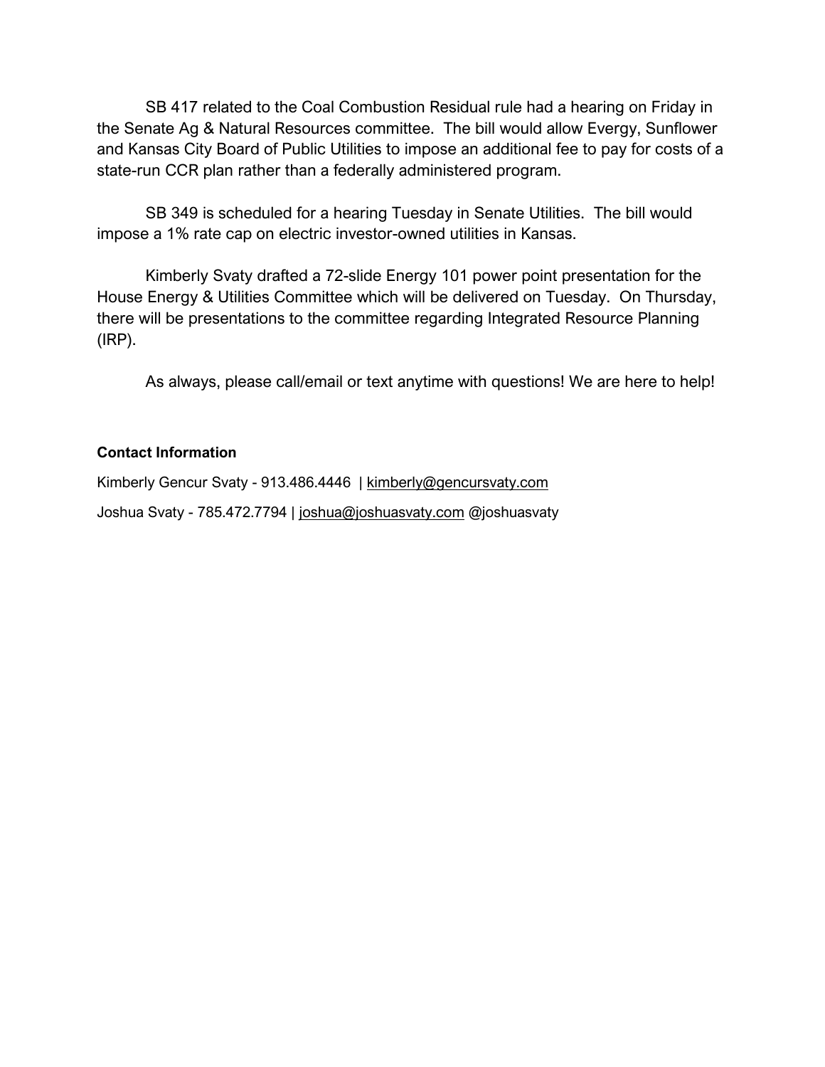SB 417 related to the Coal Combustion Residual rule had a hearing on Friday in the Senate Ag & Natural Resources committee. The bill would allow Evergy, Sunflower and Kansas City Board of Public Utilities to impose an additional fee to pay for costs of a state-run CCR plan rather than a federally administered program.

SB 349 is scheduled for a hearing Tuesday in Senate Utilities. The bill would impose a 1% rate cap on electric investor-owned utilities in Kansas.

Kimberly Svaty drafted a 72-slide Energy 101 power point presentation for the House Energy & Utilities Committee which will be delivered on Tuesday. On Thursday, there will be presentations to the committee regarding Integrated Resource Planning (IRP).

As always, please call/email or text anytime with questions! We are here to help!

**Contact Information**

Kimberly Gencur Svaty - 913.486.4446 | kimberly@gencursvaty.com

Joshua Svaty - 785.472.7794 | joshua@joshuasvaty.com @joshuasvaty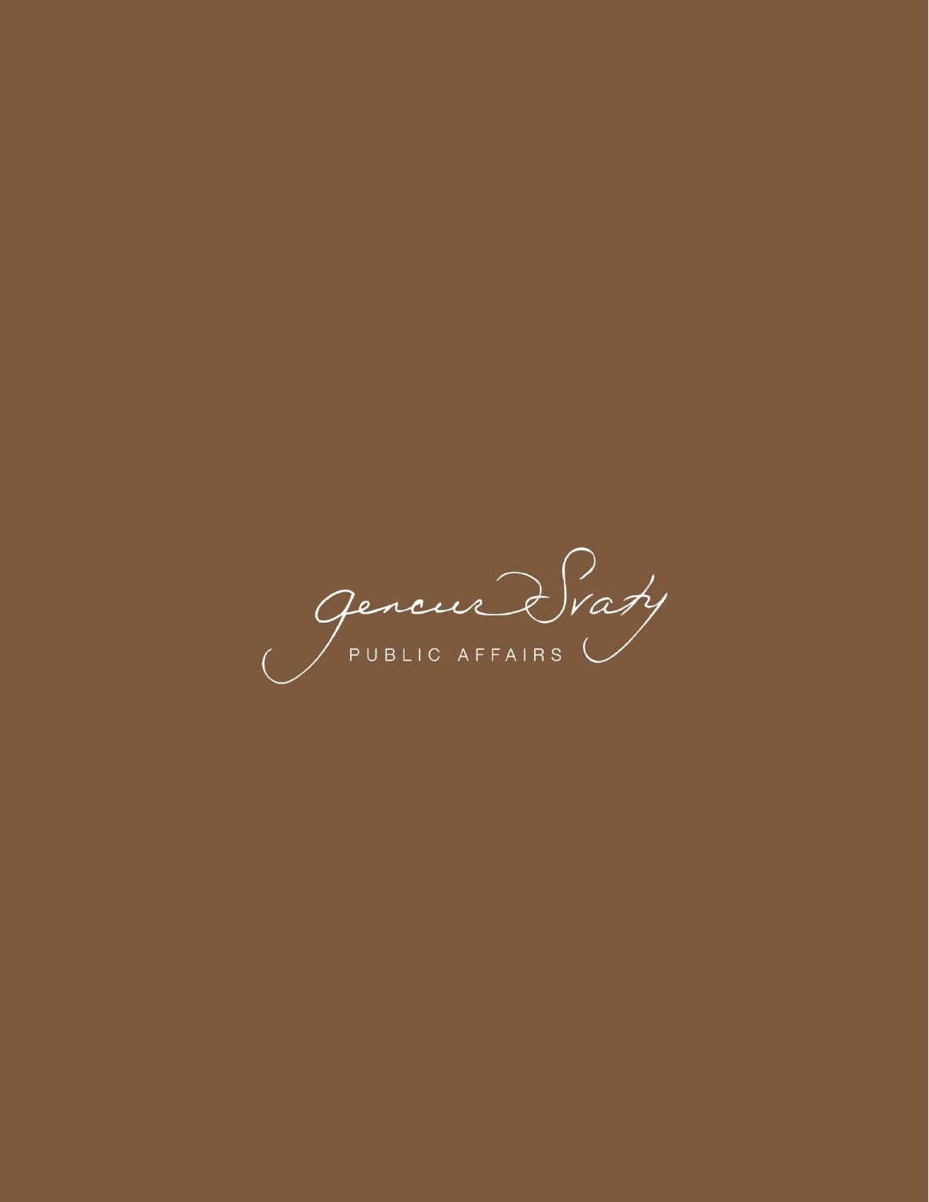Gencur Svaty

PUBLIC AFFAIRS